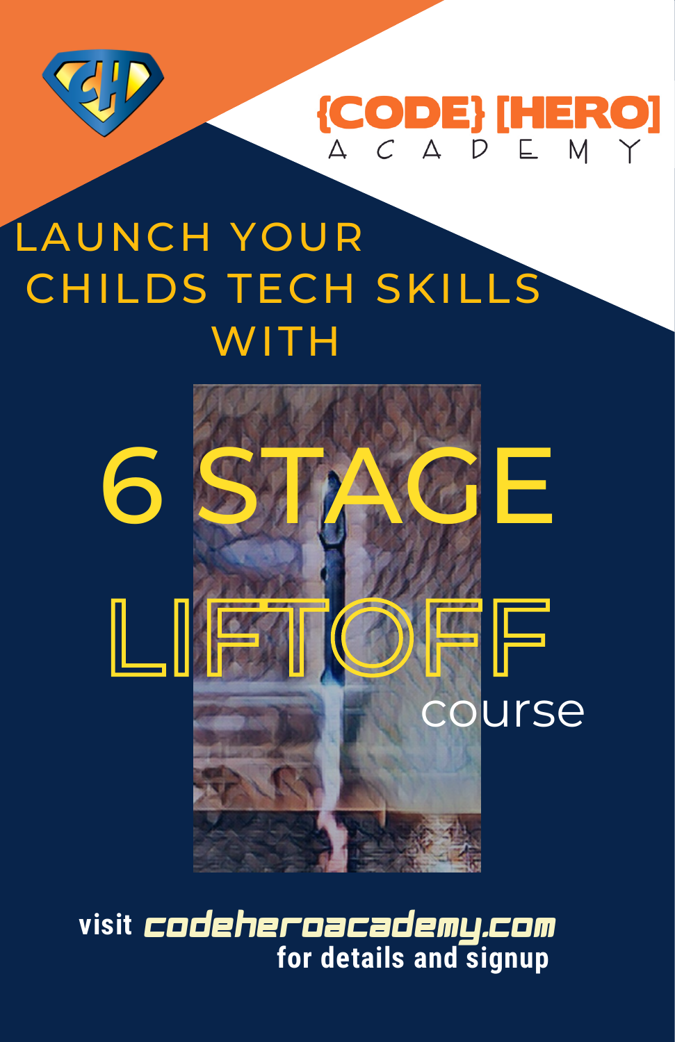{CODE} [HERO]
ACADEMY

# LAUNCH YOUR CHILDS TECH SKILLS WITH

# 6 STAGE LIFTOFF

course

visit **codeheroacademy.com** for details and signup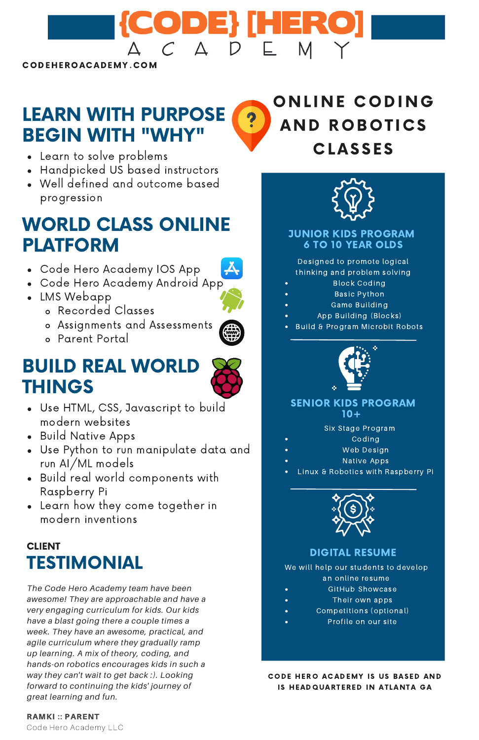# {CODE} [HERO] ACADEMY

CODEHEROACADEMY.COM

## ONLINE CODING AND ROBOTICS CLASSES

## LEARN WITH PURPOSE BEGIN WITH "WHY"

- Learn to solve problems
- Handpicked US based instructors
- Well defined and outcome based progression

## WORLD CLASS ONLINE PLATFORM

- Code Hero Academy IOS App
- Code Hero Academy Android App
- LMS Webapp
  - Recorded Classes
  - Assignments and Assessments
  - Parent Portal

## BUILD REAL WORLD THINGS

- Use HTML, CSS, Javascript to build modern websites
- Build Native Apps
- Use Python to run manipulate data and run AI/ML models
- Build real world components with Raspberry Pi
- Learn how they come together in modern inventions

### JUNIOR KIDS PROGRAM 6 TO 10 YEAR OLDS

Designed to promote logical thinking and problem solving

- Block Coding
- Basic Python
- Game Building
- App Building (Blocks)
- Build & Program Microbit Robots

### SENIOR KIDS PROGRAM 10+

Six Stage Program

- Coding
- Web Design
- Native Apps
- Linux & Robotics with Raspberry Pi

### DIGITAL RESUME

We will help our students to develop an online resume

- GitHub Showcase
- Their own apps
- Competitions (optional)
- Profile on our site

CLIENT

## TESTIMONIAL

*The Code Hero Academy team have been awesome! They are approachable and have a very engaging curriculum for kids. Our kids have a blast going there a couple times a week. They have an awesome, practical, and agile curriculum where they gradually ramp up learning. A mix of theory, coding, and hands-on robotics encourages kids in such a way they can't wait to get back :). Looking forward to continuing the kids' journey of great learning and fun.*

**RAMKI :: PARENT**

Code Hero Academy LLC

**CODE HERO ACADEMY IS US BASED AND IS HEADQUARTERED IN ATLANTA GA**